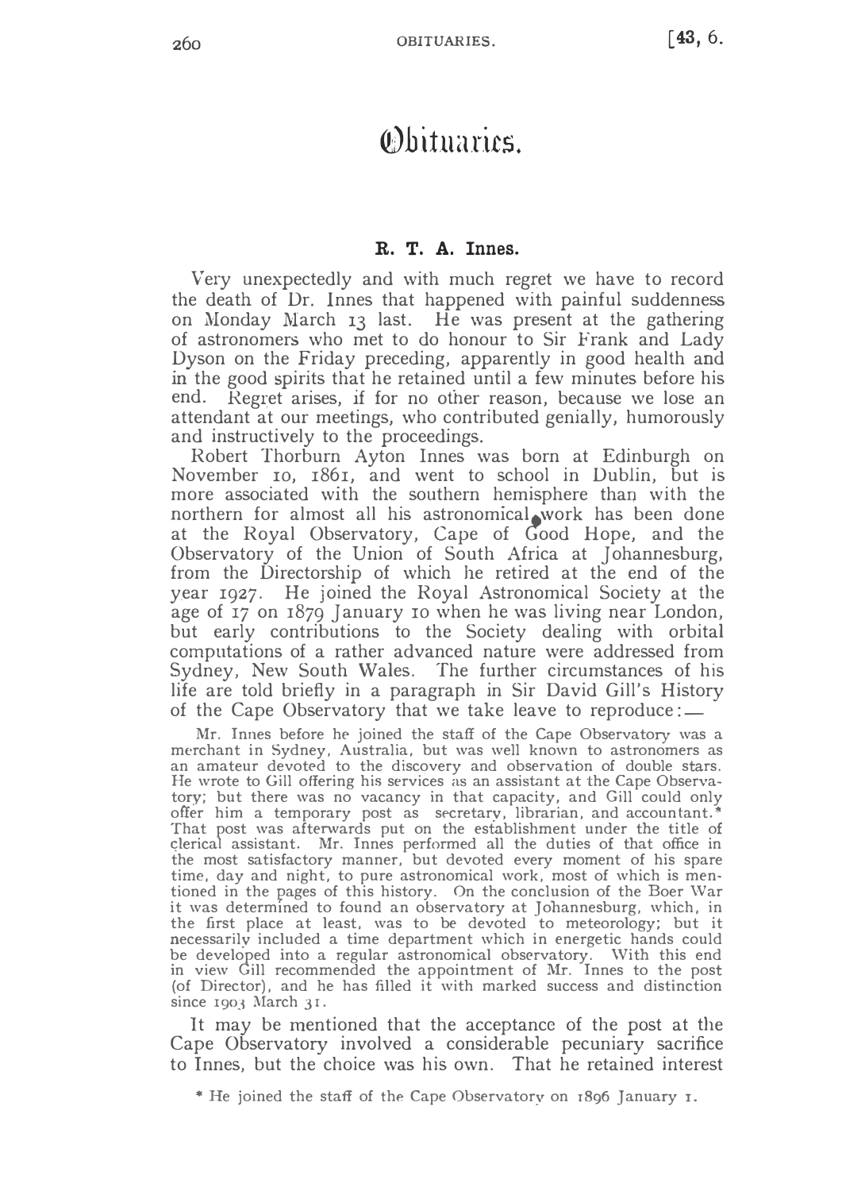# Obituaries.

## R. T. A. Innes.

Very unexpectedly and with much regret we have to record the death of Dr. Innes that happened with painful suddenness on Monday March 13 last. He was present at the gathering of astronomers who met to do honour to Sir Frank and Lady Dyson on the Friday preceding, apparently in good health and in the good spirits that he retained until a few minutes before his end. Regret arises, if for no other reason, because we lose an attendant at our meetings, who contributed genially, humorously and instructively to the proceedings.

Robert Thorburn Ayton Innes was born at Edinburgh on November 10, 1861, and went to school in Dublin, but is more associated with the southern hemisphere than with the northern for almost all his astronomical work has been done at the Royal Observatory, Cape of Good Hope, and the Observatory of the Union of South Africa at Johannesburg, from the Directorship of which he retired at the end of the year 1927. He joined the Royal Astronomical Society at the age of 17 on 1879 January 10 when he was living near London, but early contributions to the Society dealing with orbital computations of a rather advanced nature were addressed from Sydney, New South Wales. The further circumstances of his life are told briefly in a paragraph in Sir David Gill's History of the Cape Observatory that we take leave to reproduce:—

> Mr. Innes before he joined the staff of the Cape Observatory was a merchant in Sydney, Australia, but was well known to astronomers as an amateur devoted to the discovery and observation of double stars. He wrote to Gill offering his services as an assistant at the Cape Observatory; but there was no vacancy in that capacity, and Gill could only offer him a temporary post as secretary, librarian, and accountant.* That post was afterwards put on the establishment under the title of clerical assistant. Mr. Innes performed all the duties of that office in the most satisfactory manner, but devoted every moment of his spare time, day and night, to pure astronomical work, most of which is mentioned in the pages of this history. On the conclusion of the Boer War it was determined to found an observatory at Johannesburg, which, in the first place at least, was to be devoted to meteorology; but it necessarily included a time department which in energetic hands could be developed into a regular astronomical observatory. With this end in view Gill recommended the appointment of Mr. Innes to the post (of Director), and he has filled it with marked success and distinction since 1903 March 31.

It may be mentioned that the acceptance of the post at the Cape Observatory involved a considerable pecuniary sacrifice to Innes, but the choice was his own. That he retained interest

* He joined the staff of the Cape Observatory on 1896 January 1.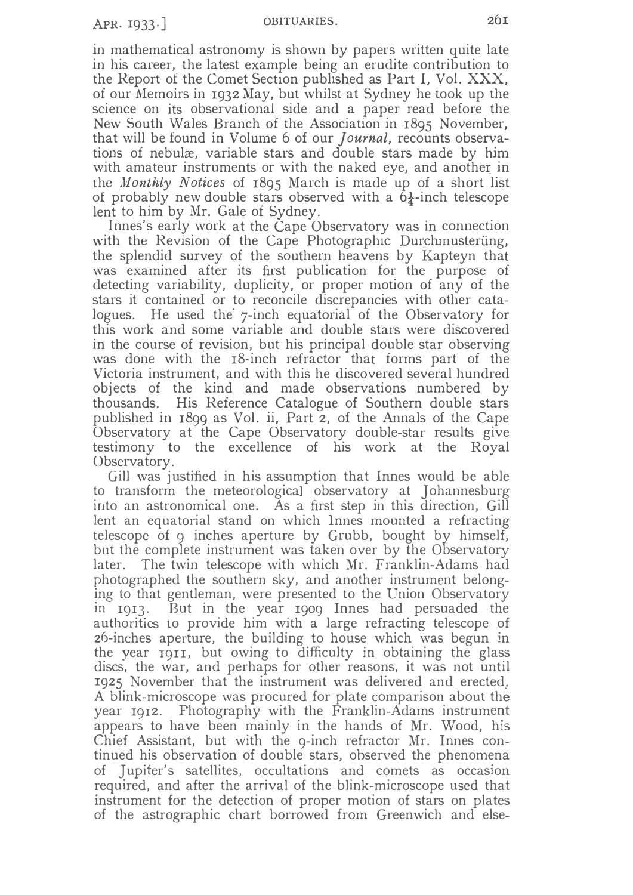in mathematical astronomy is shown by papers written quite late in his career, the latest example being an erudite contribution to the Report of the Comet Section published as Part I, Vol. XXX, of our Memoirs in 1932 May, but whilst at Sydney he took up the science on its observational side and a paper read before the New South Wales Branch of the Association in 1895 November, that will be found in Volume 6 of our *Journal*, recounts observations of nebulæ, variable stars and double stars made by him with amateur instruments or with the naked eye, and another in the *Monthly Notices* of 1895 March is made up of a short list of probably new double stars observed with a 6¼-inch telescope lent to him by Mr. Gale of Sydney.

Innes's early work at the Cape Observatory was in connection with the Revision of the Cape Photographic Durchmusterüng, the splendid survey of the southern heavens by Kapteyn that was examined after its first publication for the purpose of detecting variability, duplicity, or proper motion of any of the stars it contained or to reconcile discrepancies with other catalogues. He used the 7-inch equatorial of the Observatory for this work and some variable and double stars were discovered in the course of revision, but his principal double star observing was done with the 18-inch refractor that forms part of the Victoria instrument, and with this he discovered several hundred objects of the kind and made observations numbered by thousands. His Reference Catalogue of Southern double stars published in 1899 as Vol. ii, Part 2, of the Annals of the Cape Observatory at the Cape Observatory double-star results give testimony to the excellence of his work at the Royal Observatory.

Gill was justified in his assumption that Innes would be able to transform the meteorological observatory at Johannesburg into an astronomical one. As a first step in this direction, Gill lent an equatorial stand on which Innes mounted a refracting telescope of 9 inches aperture by Grubb, bought by himself, but the complete instrument was taken over by the Observatory later. The twin telescope with which Mr. Franklin-Adams had photographed the southern sky, and another instrument belonging to that gentleman, were presented to the Union Observatory in 1913. But in the year 1909 Innes had persuaded the authorities to provide him with a large refracting telescope of 26-inches aperture, the building to house which was begun in the year 1911, but owing to difficulty in obtaining the glass discs, the war, and perhaps for other reasons, it was not until 1925 November that the instrument was delivered and erected. A blink-microscope was procured for plate comparison about the year 1912. Photography with the Franklin-Adams instrument appears to have been mainly in the hands of Mr. Wood, his Chief Assistant, but with the 9-inch refractor Mr. Innes continued his observation of double stars, observed the phenomena of Jupiter's satellites, occultations and comets as occasion required, and after the arrival of the blink-microscope used that instrument for the detection of proper motion of stars on plates of the astrographic chart borrowed from Greenwich and else-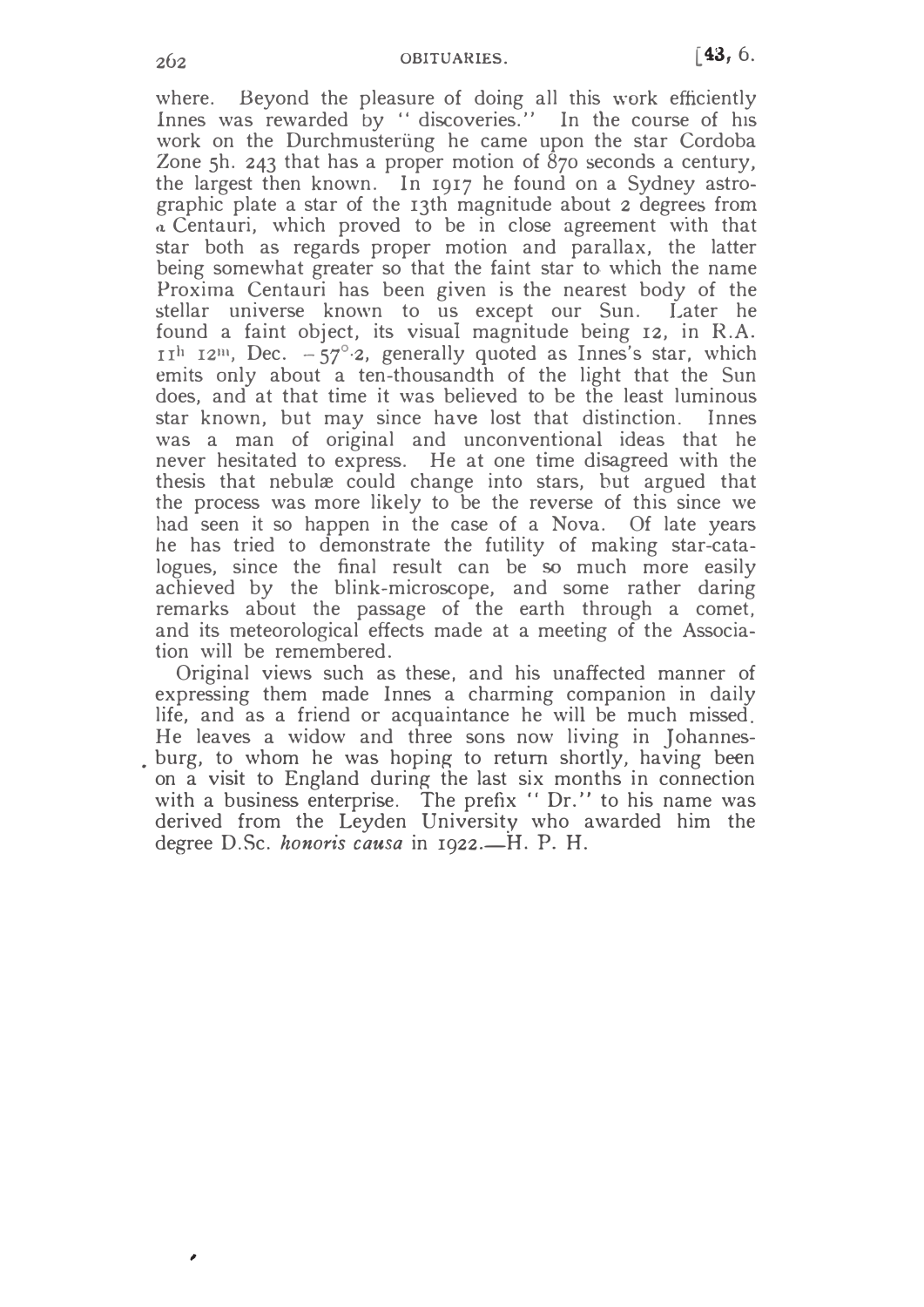where. Beyond the pleasure of doing all this work efficiently Innes was rewarded by "discoveries." In the course of his work on the Durchmusterüng he came upon the star Cordoba Zone 5h. 243 that has a proper motion of 870 seconds a century, the largest then known. In 1917 he found on a Sydney astrographic plate a star of the 13th magnitude about 2 degrees from α Centauri, which proved to be in close agreement with that star both as regards proper motion and parallax, the latter being somewhat greater so that the faint star to which the name Proxima Centauri has been given is the nearest body of the stellar universe known to us except our Sun. Later he found a faint object, its visual magnitude being 12, in R.A. $11^{h}\ 12^{m}$, Dec. $-57^{\circ}{\cdot}2$, generally quoted as Innes's star, which emits only about a ten-thousandth of the light that the Sun does, and at that time it was believed to be the least luminous star known, but may since have lost that distinction. Innes was a man of original and unconventional ideas that he never hesitated to express. He at one time disagreed with the thesis that nebulæ could change into stars, but argued that the process was more likely to be the reverse of this since we had seen it so happen in the case of a Nova. Of late years he has tried to demonstrate the futility of making star-catalogues, since the final result can be so much more easily achieved by the blink-microscope, and some rather daring remarks about the passage of the earth through a comet, and its meteorological effects made at a meeting of the Association will be remembered.

Original views such as these, and his unaffected manner of expressing them made Innes a charming companion in daily life, and as a friend or acquaintance he will be much missed. He leaves a widow and three sons now living in Johannesburg, to whom he was hoping to return shortly, having been on a visit to England during the last six months in connection with a business enterprise. The prefix "Dr." to his name was derived from the Leyden University who awarded him the degree D.Sc. *honoris causa* in 1922.—H. P. H.